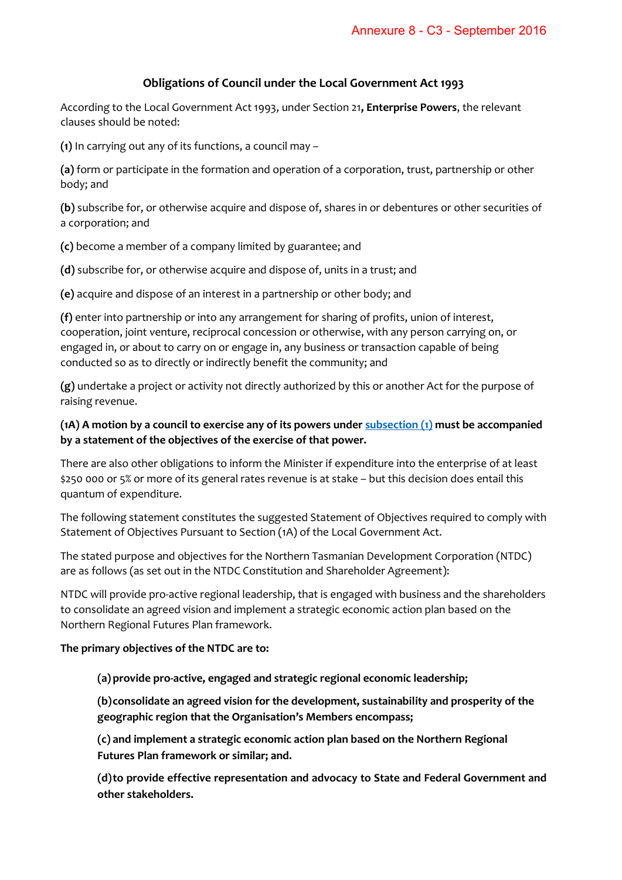Annexure 8 - C3 - September 2016

## Obligations of Council under the Local Government Act 1993

According to the Local Government Act 1993, under Section 21**, Enterprise Powers**, the relevant clauses should be noted:

**(1)** In carrying out any of its functions, a council may –

**(a)** form or participate in the formation and operation of a corporation, trust, partnership or other body; and

**(b)** subscribe for, or otherwise acquire and dispose of, shares in or debentures or other securities of a corporation; and

**(c)** become a member of a company limited by guarantee; and

**(d)** subscribe for, or otherwise acquire and dispose of, units in a trust; and

**(e)** acquire and dispose of an interest in a partnership or other body; and

**(f)** enter into partnership or into any arrangement for sharing of profits, union of interest, cooperation, joint venture, reciprocal concession or otherwise, with any person carrying on, or engaged in, or about to carry on or engage in, any business or transaction capable of being conducted so as to directly or indirectly benefit the community; and

**(g)** undertake a project or activity not directly authorized by this or another Act for the purpose of raising revenue.

**(1A) A motion by a council to exercise any of its powers under subsection (1) must be accompanied by a statement of the objectives of the exercise of that power.**

There are also other obligations to inform the Minister if expenditure into the enterprise of at least $250 000 or 5% or more of its general rates revenue is at stake – but this decision does entail this quantum of expenditure.

The following statement constitutes the suggested Statement of Objectives required to comply with Statement of Objectives Pursuant to Section (1A) of the Local Government Act.

The stated purpose and objectives for the Northern Tasmanian Development Corporation (NTDC) are as follows (as set out in the NTDC Constitution and Shareholder Agreement):

NTDC will provide pro-active regional leadership, that is engaged with business and the shareholders to consolidate an agreed vision and implement a strategic economic action plan based on the Northern Regional Futures Plan framework.

**The primary objectives of the NTDC are to:**

> **(a)** **provide pro-active, engaged and strategic regional economic leadership;**
>
> **(b)** **consolidate an agreed vision for the development, sustainability and prosperity of the geographic region that the Organisation's Members encompass;**
>
> **(c)** **and implement a strategic economic action plan based on the Northern Regional Futures Plan framework or similar; and.**
>
> **(d)** **to provide effective representation and advocacy to State and Federal Government and other stakeholders.**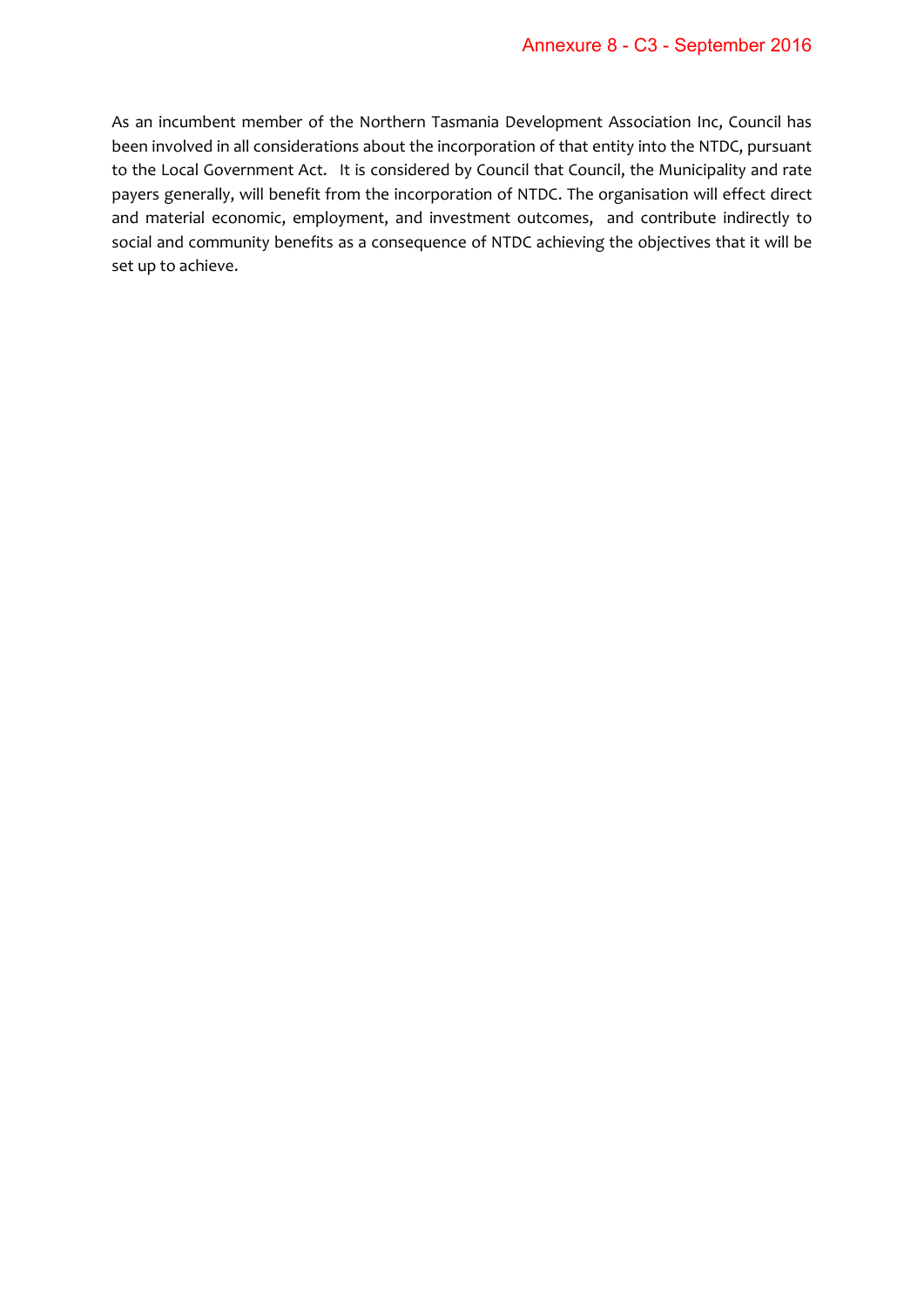As an incumbent member of the Northern Tasmania Development Association Inc, Council has been involved in all considerations about the incorporation of that entity into the NTDC, pursuant to the Local Government Act. It is considered by Council that Council, the Municipality and rate payers generally, will benefit from the incorporation of NTDC. The organisation will effect direct and material economic, employment, and investment outcomes, and contribute indirectly to social and community benefits as a consequence of NTDC achieving the objectives that it will be set up to achieve.